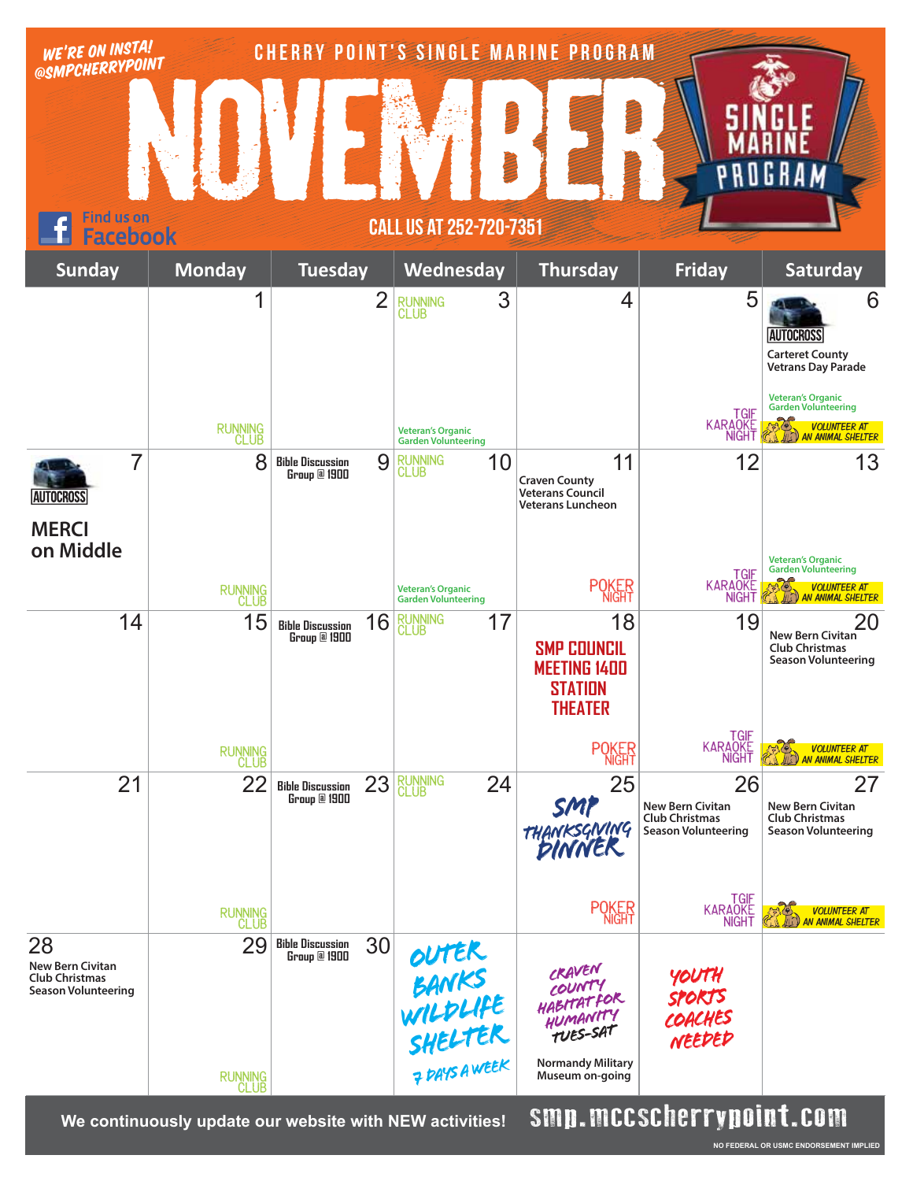WE'RE ON INSTA! @SMPCHERRYPOINT

CHERRY POINT'S SINGLE MARINE PROGRAM

# NOVEMBER

SINGLE MARINE PROGRAM

Find us on Facebook

CALL US AT 252-720-7351

| Sunday | Monday | Tuesday | Wednesday | Thursday | Friday | Saturday |
|---|---|---|---|---|---|---|
| | 1 RUNNING CLUB | 2 | 3 RUNNING CLUB; Veteran's Organic Garden Volunteering | 4 | 5 TGIF KARAOKE NIGHT | 6 AUTOCROSS; Carteret County Vetrans Day Parade; Veteran's Organic Garden Volunteering; VOLUNTEER AT AN ANIMAL SHELTER |
| 7 AUTOCROSS; MERCI on Middle | 8 RUNNING CLUB | 9 Bible Discussion Group @ 1900 | 10 RUNNING CLUB; Veteran's Organic Garden Volunteering | 11 Craven County Veterans Council Veterans Luncheon; POKER NIGHT | 12 TGIF KARAOKE NIGHT | 13 Veteran's Organic Garden Volunteering; VOLUNTEER AT AN ANIMAL SHELTER |
| 14 | 15 RUNNING CLUB | 16 Bible Discussion Group @ 1900 | 17 RUNNING CLUB | 18 SMP COUNCIL MEETING 1400 STATION THEATER; POKER NIGHT | 19 TGIF KARAOKE NIGHT | 20 New Bern Civitan Club Christmas Season Volunteering; VOLUNTEER AT AN ANIMAL SHELTER |
| 21 | 22 RUNNING CLUB | 23 Bible Discussion Group @ 1900 | 24 RUNNING CLUB | 25 SMP THANKSGIVING DINNER; POKER NIGHT | 26 New Bern Civitan Club Christmas Season Volunteering; TGIF KARAOKE NIGHT | 27 New Bern Civitan Club Christmas Season Volunteering; VOLUNTEER AT AN ANIMAL SHELTER |
| 28 New Bern Civitan Club Christmas Season Volunteering | 29 RUNNING CLUB | 30 Bible Discussion Group @ 1900 | OUTER BANKS WILDLIFE SHELTER 7 DAYS A WEEK | CRAVEN COUNTY HABITAT FOR HUMANITY TUES-SAT; Normandy Military Museum on-going | YOUTH SPORTS COACHES NEEDED | |

We continuously update our website with NEW activities! smp.mccscherrypoint.com

NO FEDERAL OR USMC ENDORSEMENT IMPLIED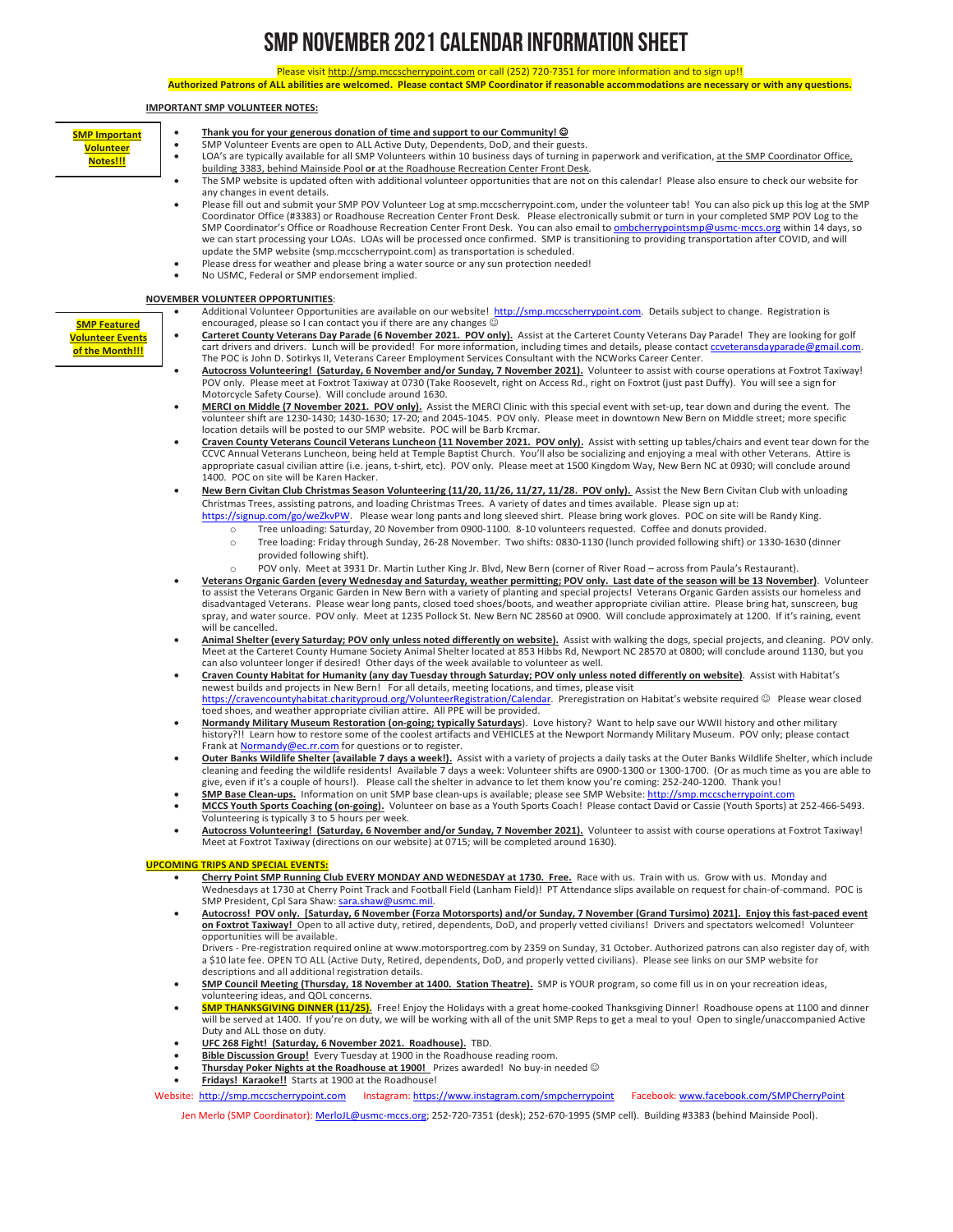# SMP NOVEMBER 2021 CALENDAR INFORMATION SHEET

Please visit http://smp.mccscherrypoint.com or call (252) 720-7351 for more information and to sign up!!

**Authorized Patrons of ALL abilities are welcomed. Please contact SMP Coordinator if reasonable accommodations are necessary or with any questions.**

**IMPORTANT SMP VOLUNTEER NOTES:**

**SMP Important Volunteer Notes!!!**

- **Thank you for your generous donation of time and support to our Community! ☺**
- SMP Volunteer Events are open to ALL Active Duty, Dependents, DoD, and their guests.
- LOA's are typically available for all SMP Volunteers within 10 business days of turning in paperwork and verification, at the SMP Coordinator Office, building 3383, behind Mainside Pool **or** at the Roadhouse Recreation Center Front Desk.
- The SMP website is updated often with additional volunteer opportunities that are not on this calendar! Please also ensure to check our website for any changes in event details.
- Please fill out and submit your SMP POV Volunteer Log at smp.mccscherrypoint.com, under the volunteer tab! You can also pick up this log at the SMP Coordinator Office (#3383) or Roadhouse Recreation Center Front Desk. Please electronically submit or turn in your completed SMP POV Log to the SMP Coordinator's Office or Roadhouse Recreation Center Front Desk. You can also email to ombcherrypointsmp@usmc-mccs.org within 14 days, so we can start processing your LOAs. LOAs will be processed once confirmed. SMP is transitioning to providing transportation after COVID, and will update the SMP website (smp.mccscherrypoint.com) as transportation is scheduled.
- Please dress for weather and please bring a water source or any sun protection needed!
- No USMC, Federal or SMP endorsement implied.

**NOVEMBER VOLUNTEER OPPORTUNITIES**:

**SMP Featured Volunteer Events of the Month!!!**

- Additional Volunteer Opportunities are available on our website! http://smp.mccscherrypoint.com. Details subject to change. Registration is encouraged, please so I can contact you if there are any changes ☺
- **Carteret County Veterans Day Parade (6 November 2021. POV only).** Assist at the Carteret County Veterans Day Parade! They are looking for golf cart drivers and drivers. Lunch will be provided! For more information, including times and details, please contact ccveteransdayparade@gmail.com. The POC is John D. Sotirkys II, Veterans Career Employment Services Consultant with the NCWorks Career Center.
- **Autocross Volunteering! (Saturday, 6 November and/or Sunday, 7 November 2021).** Volunteer to assist with course operations at Foxtrot Taxiway! POV only. Please meet at Foxtrot Taxiway at 0730 (Take Roosevelt, right on Access Rd., right on Foxtrot (just past Duffy). You will see a sign for Motorcycle Safety Course). Will conclude around 1630.
- **MERCI on Middle (7 November 2021. POV only).** Assist the MERCI Clinic with this special event with set-up, tear down and during the event. The volunteer shift are 1230-1430; 1430-1630; 17-20; and 2045-1045. POV only. Please meet in downtown New Bern on Middle street; more specific location details will be posted to our SMP website. POC will be Barb Krcmar.
- **Craven County Veterans Council Veterans Luncheon (11 November 2021. POV only).** Assist with setting up tables/chairs and event tear down for the CCVC Annual Veterans Luncheon, being held at Temple Baptist Church. You'll also be socializing and enjoying a meal with other Veterans. Attire is appropriate casual civilian attire (i.e. jeans, t-shirt, etc). POV only. Please meet at 1500 Kingdom Way, New Bern NC at 0930; will conclude around 1400. POC on site will be Karen Hacker.
- **New Bern Civitan Club Christmas Season Volunteering (11/20, 11/26, 11/27, 11/28. POV only).** Assist the New Bern Civitan Club with unloading Christmas Trees, assisting patrons, and loading Christmas Trees. A variety of dates and times available. Please sign up at: https://signup.com/go/weZkvPW. Please wear long pants and long sleeved shirt. Please bring work gloves. POC on site will be Randy King.
  - Tree unloading: Saturday, 20 November from 0900-1100. 8-10 volunteers requested. Coffee and donuts provided.
  - Tree loading: Friday through Sunday, 26-28 November. Two shifts: 0830-1130 (lunch provided following shift) or 1330-1630 (dinner provided following shift).
  - POV only. Meet at 3931 Dr. Martin Luther King Jr. Blvd, New Bern (corner of River Road – across from Paula's Restaurant).
- **Veterans Organic Garden (every Wednesday and Saturday, weather permitting; POV only. Last date of the season will be 13 November).** Volunteer to assist the Veterans Organic Garden in New Bern with a variety of planting and special projects! Veterans Organic Garden assists our homeless and disadvantaged Veterans. Please wear long pants, closed toed shoes/boots, and weather appropriate civilian attire. Please bring hat, sunscreen, bug spray, and water source. POV only. Meet at 1235 Pollock St. New Bern NC 28560 at 0900. Will conclude approximately at 1200. If it's raining, event will be cancelled.
- **Animal Shelter (every Saturday; POV only unless noted differently on website).** Assist with walking the dogs, special projects, and cleaning. POV only. Meet at the Carteret County Humane Society Animal Shelter located at 853 Hibbs Rd, Newport NC 28570 at 0800; will conclude around 1130, but you can also volunteer longer if desired! Other days of the week available to volunteer as well.
- **Craven County Habitat for Humanity (any day Tuesday through Saturday; POV only unless noted differently on website)**. Assist with Habitat's newest builds and projects in New Bern! For all details, meeting locations, and times, please visit https://cravencountyhabitat.charityproud.org/VolunteerRegistration/Calendar. Preregistration on Habitat's website required ☺ Please wear closed toed shoes, and weather appropriate civilian attire. All PPE will be provided.
- **Normandy Military Museum Restoration (on-going; typically Saturdays**). Love history? Want to help save our WWII history and other military history?!! Learn how to restore some of the coolest artifacts and VEHICLES at the Newport Normandy Military Museum. POV only; please contact Frank at Normandy@ec.rr.com for questions or to register.
- **Outer Banks Wildlife Shelter (available 7 days a week!).** Assist with a variety of projects a daily tasks at the Outer Banks Wildlife Shelter, which include cleaning and feeding the wildlife residents! Available 7 days a week: Volunteer shifts are 0900-1300 or 1300-1700. (Or as much time as you are able to give, even if it's a couple of hours!). Please call the shelter in advance to let them know you're coming: 252-240-1200. Thank you!
- **SMP Base Clean-ups.** Information on unit SMP base clean-ups is available; please see SMP Website: http://smp.mccscherrypoint.com
- **MCCS Youth Sports Coaching (on-going).** Volunteer on base as a Youth Sports Coach! Please contact David or Cassie (Youth Sports) at 252-466-5493. Volunteering is typically 3 to 5 hours per week.
- **Autocross Volunteering! (Saturday, 6 November and/or Sunday, 7 November 2021).** Volunteer to assist with course operations at Foxtrot Taxiway! Meet at Foxtrot Taxiway (directions on our website) at 0715; will be completed around 1630).

**UPCOMING TRIPS AND SPECIAL EVENTS:**

- **Cherry Point SMP Running Club EVERY MONDAY AND WEDNESDAY at 1730. Free.** Race with us. Train with us. Grow with us. Monday and Wednesdays at 1730 at Cherry Point Track and Football Field (Lanham Field)! PT Attendance slips available on request for chain-of-command. POC is SMP President, Cpl Sara Shaw: sara.shaw@usmc.mil.
- **Autocross! POV only. [Saturday, 6 November (Forza Motorsports) and/or Sunday, 7 November (Grand Tursimo) 2021]. Enjoy this fast-paced event on Foxtrot Taxiway!** Open to all active duty, retired, dependents, DoD, and properly vetted civilians! Drivers and spectators welcomed! Volunteer opportunities will be available.
  Drivers - Pre-registration required online at www.motorsportreg.com by 2359 on Sunday, 31 October. Authorized patrons can also register day of, with a $10 late fee. OPEN TO ALL (Active Duty, Retired, dependents, DoD, and properly vetted civilians). Please see links on our SMP website for descriptions and all additional registration details.
- **SMP Council Meeting (Thursday, 18 November at 1400. Station Theatre).** SMP is YOUR program, so come fill us in on your recreation ideas, volunteering ideas, and QOL concerns.
- **SMP THANKSGIVING DINNER (11/25).** Free! Enjoy the Holidays with a great home-cooked Thanksgiving Dinner! Roadhouse opens at 1100 and dinner will be served at 1400. If you're on duty, we will be working with all of the unit SMP Reps to get a meal to you! Open to single/unaccompanied Active Duty and ALL those on duty.
- **UFC 268 Fight! (Saturday, 6 November 2021. Roadhouse).** TBD.
- **Bible Discussion Group!** Every Tuesday at 1900 in the Roadhouse reading room.
- **Thursday Poker Nights at the Roadhouse at 1900!** Prizes awarded! No buy-in needed ☺
- **Fridays! Karaoke!!** Starts at 1900 at the Roadhouse!

Website: http://smp.mccscherrypoint.com Instagram: https://www.instagram.com/smpcherrypoint Facebook: www.facebook.com/SMPCherryPoint

Jen Merlo (SMP Coordinator): MerloJL@usmc-mccs.org; 252-720-7351 (desk); 252-670-1995 (SMP cell). Building #3383 (behind Mainside Pool).